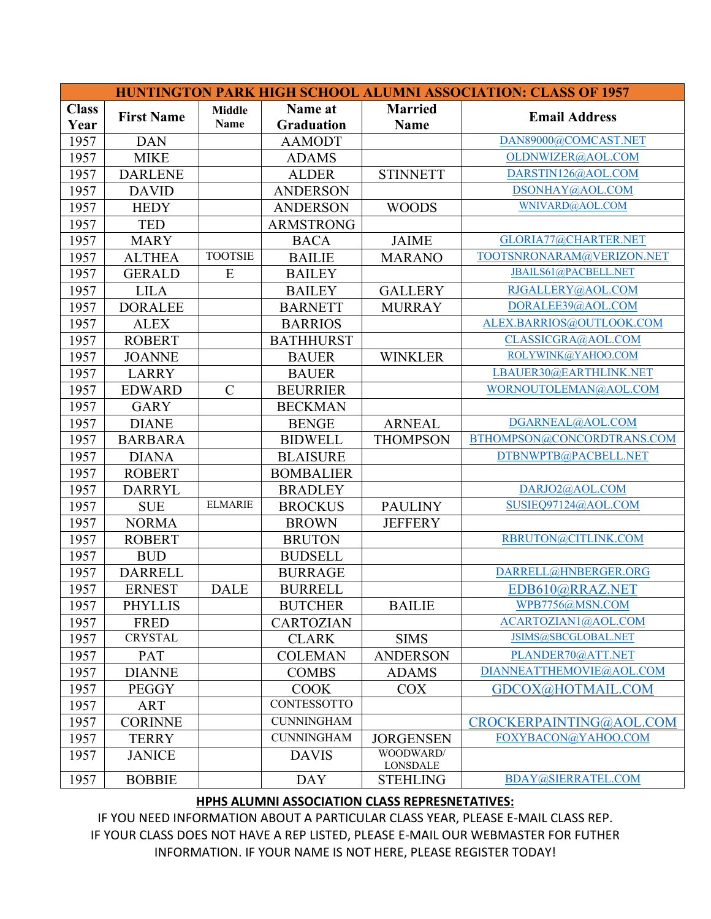| HUNTINGTON PARK HIGH SCHOOL ALUMNI ASSOCIATION: CLASS OF 1957 | | | | | |
|---|---|---|---|---|---|
| **Class Year** | **First Name** | **Middle Name** | **Name at Graduation** | **Married Name** | **Email Address** |
| 1957 | DAN | | AAMODT | | DAN89000@COMCAST.NET |
| 1957 | MIKE | | ADAMS | | OLDNWIZER@AOL.COM |
| 1957 | DARLENE | | ALDER | STINNETT | DARSTIN126@AOL.COM |
| 1957 | DAVID | | ANDERSON | | DSONHAY@AOL.COM |
| 1957 | HEDY | | ANDERSON | WOODS | WNIVARD@AOL.COM |
| 1957 | TED | | ARMSTRONG | | |
| 1957 | MARY | | BACA | JAIME | GLORIA77@CHARTER.NET |
| 1957 | ALTHEA | TOOTSIE | BAILIE | MARANO | TOOTSNRONARAM@VERIZON.NET |
| 1957 | GERALD | E | BAILEY | | JBAILS61@PACBELL.NET |
| 1957 | LILA | | BAILEY | GALLERY | RJGALLERY@AOL.COM |
| 1957 | DORALEE | | BARNETT | MURRAY | DORALEE39@AOL.COM |
| 1957 | ALEX | | BARRIOS | | ALEX.BARRIOS@OUTLOOK.COM |
| 1957 | ROBERT | | BATHHURST | | CLASSICGRA@AOL.COM |
| 1957 | JOANNE | | BAUER | WINKLER | ROLYWINK@YAHOO.COM |
| 1957 | LARRY | | BAUER | | LBAUER30@EARTHLINK.NET |
| 1957 | EDWARD | C | BEURRIER | | WORNOUTOLEMAN@AOL.COM |
| 1957 | GARY | | BECKMAN | | |
| 1957 | DIANE | | BENGE | ARNEAL | DGARNEAL@AOL.COM |
| 1957 | BARBARA | | BIDWELL | THOMPSON | BTHOMPSON@CONCORDTRANS.COM |
| 1957 | DIANA | | BLAISURE | | DTBNWPTB@PACBELL.NET |
| 1957 | ROBERT | | BOMBALIER | | |
| 1957 | DARRYL | | BRADLEY | | DARJO2@AOL.COM |
| 1957 | SUE | ELMARIE | BROCKUS | PAULINY | SUSIEQ97124@AOL.COM |
| 1957 | NORMA | | BROWN | JEFFERY | |
| 1957 | ROBERT | | BRUTON | | RBRUTON@CITLINK.COM |
| 1957 | BUD | | BUDSELL | | |
| 1957 | DARRELL | | BURRAGE | | DARRELL@HNBERGER.ORG |
| 1957 | ERNEST | DALE | BURRELL | | EDB610@RRAZ.NET |
| 1957 | PHYLLIS | | BUTCHER | BAILIE | WPB7756@MSN.COM |
| 1957 | FRED | | CARTOZIAN | | ACARTOZIAN1@AOL.COM |
| 1957 | CRYSTAL | | CLARK | SIMS | JSIMS@SBCGLOBAL.NET |
| 1957 | PAT | | COLEMAN | ANDERSON | PLANDER70@ATT.NET |
| 1957 | DIANNE | | COMBS | ADAMS | DIANNEATTHEMOVIE@AOL.COM |
| 1957 | PEGGY | | COOK | COX | GDCOX@HOTMAIL.COM |
| 1957 | ART | | CONTESSOTTO | | |
| 1957 | CORINNE | | CUNNINGHAM | | CROCKERPAINTING@AOL.COM |
| 1957 | TERRY | | CUNNINGHAM | JORGENSEN | FOXYBACON@YAHOO.COM |
| 1957 | JANICE | | DAVIS | WOODWARD/ LONSDALE | |
| 1957 | BOBBIE | | DAY | STEHLING | BDAY@SIERRATEL.COM |

**HPHS ALUMNI ASSOCIATION CLASS REPRESNETATIVES:**

IF YOU NEED INFORMATION ABOUT A PARTICULAR CLASS YEAR, PLEASE E-MAIL CLASS REP.
IF YOUR CLASS DOES NOT HAVE A REP LISTED, PLEASE E-MAIL OUR WEBMASTER FOR FUTHER INFORMATION. IF YOUR NAME IS NOT HERE, PLEASE REGISTER TODAY!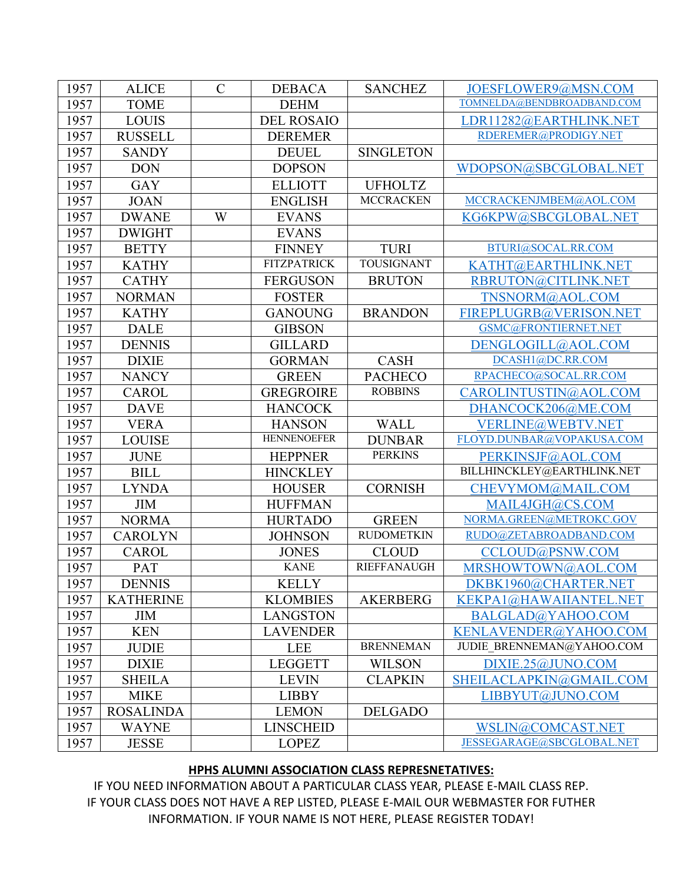| 1957 | ALICE | C | DEBACA | SANCHEZ | JOESFLOWER9@MSN.COM |
|---|---|---|---|---|---|
| 1957 | TOME | | DEHM | | TOMNELDA@BENDBROADBAND.COM |
| 1957 | LOUIS | | DEL ROSAIO | | LDR11282@EARTHLINK.NET |
| 1957 | RUSSELL | | DEREMER | | RDEREMER@PRODIGY.NET |
| 1957 | SANDY | | DEUEL | SINGLETON | |
| 1957 | DON | | DOPSON | | WDOPSON@SBCGLOBAL.NET |
| 1957 | GAY | | ELLIOTT | UFHOLTZ | |
| 1957 | JOAN | | ENGLISH | MCCRACKEN | MCCRACKENJMBEM@AOL.COM |
| 1957 | DWANE | W | EVANS | | KG6KPW@SBCGLOBAL.NET |
| 1957 | DWIGHT | | EVANS | | |
| 1957 | BETTY | | FINNEY | TURI | BTURI@SOCAL.RR.COM |
| 1957 | KATHY | | FITZPATRICK | TOUSIGNANT | KATHT@EARTHLINK.NET |
| 1957 | CATHY | | FERGUSON | BRUTON | RBRUTON@CITLINK.NET |
| 1957 | NORMAN | | FOSTER | | TNSNORM@AOL.COM |
| 1957 | KATHY | | GANOUNG | BRANDON | FIREPLUGRB@VERISON.NET |
| 1957 | DALE | | GIBSON | | GSMC@FRONTIERNET.NET |
| 1957 | DENNIS | | GILLARD | | DENGLOGILL@AOL.COM |
| 1957 | DIXIE | | GORMAN | CASH | DCASH1@DC.RR.COM |
| 1957 | NANCY | | GREEN | PACHECO | RPACHECO@SOCAL.RR.COM |
| 1957 | CAROL | | GREGROIRE | ROBBINS | CAROLINTUSTIN@AOL.COM |
| 1957 | DAVE | | HANCOCK | | DHANCOCK206@ME.COM |
| 1957 | VERA | | HANSON | WALL | VERLINE@WEBTV.NET |
| 1957 | LOUISE | | HENNENOEFER | DUNBAR | FLOYD.DUNBAR@VOPAKUSA.COM |
| 1957 | JUNE | | HEPPNER | PERKINS | PERKINSJF@AOL.COM |
| 1957 | BILL | | HINCKLEY | | BILLHINCKLEY@EARTHLINK.NET |
| 1957 | LYNDA | | HOUSER | CORNISH | CHEVYMOM@MAIL.COM |
| 1957 | JIM | | HUFFMAN | | MAIL4JGH@CS.COM |
| 1957 | NORMA | | HURTADO | GREEN | NORMA.GREEN@METROKC.GOV |
| 1957 | CAROLYN | | JOHNSON | RUDOMETKIN | RUDO@ZETABROADBAND.COM |
| 1957 | CAROL | | JONES | CLOUD | CCLOUD@PSNW.COM |
| 1957 | PAT | | KANE | RIEFFANAUGH | MRSHOWTOWN@AOL.COM |
| 1957 | DENNIS | | KELLY | | DKBK1960@CHARTER.NET |
| 1957 | KATHERINE | | KLOMBIES | AKERBERG | KEKPA1@HAWAIIANTEL.NET |
| 1957 | JIM | | LANGSTON | | BALGLAD@YAHOO.COM |
| 1957 | KEN | | LAVENDER | | KENLAVENDER@YAHOO.COM |
| 1957 | JUDIE | | LEE | BRENNEMAN | JUDIE_BRENNEMAN@YAHOO.COM |
| 1957 | DIXIE | | LEGGETT | WILSON | DIXIE.25@JUNO.COM |
| 1957 | SHEILA | | LEVIN | CLAPKIN | SHEILACLAPKIN@GMAIL.COM |
| 1957 | MIKE | | LIBBY | | LIBBYUT@JUNO.COM |
| 1957 | ROSALINDA | | LEMON | DELGADO | |
| 1957 | WAYNE | | LINSCHEID | | WSLIN@COMCAST.NET |
| 1957 | JESSE | | LOPEZ | | JESSEGARAGE@SBCGLOBAL.NET |

**HPHS ALUMNI ASSOCIATION CLASS REPRESNETATIVES:**

IF YOU NEED INFORMATION ABOUT A PARTICULAR CLASS YEAR, PLEASE E-MAIL CLASS REP. IF YOUR CLASS DOES NOT HAVE A REP LISTED, PLEASE E-MAIL OUR WEBMASTER FOR FUTHER INFORMATION. IF YOUR NAME IS NOT HERE, PLEASE REGISTER TODAY!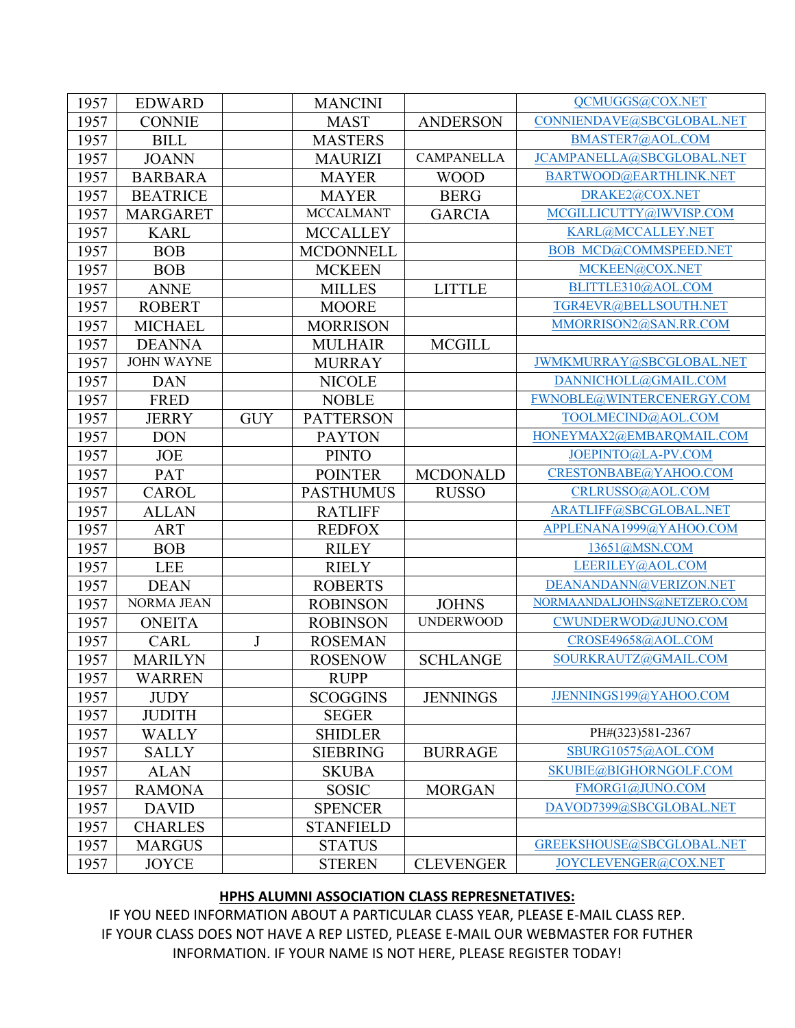| | | | | | |
|---|---|---|---|---|---|
| 1957 | EDWARD | | MANCINI | | QCMUGGS@COX.NET |
| 1957 | CONNIE | | MAST | ANDERSON | CONNIENDAVE@SBCGLOBAL.NET |
| 1957 | BILL | | MASTERS | | BMASTER7@AOL.COM |
| 1957 | JOANN | | MAURIZI | CAMPANELLA | JCAMPANELLA@SBCGLOBAL.NET |
| 1957 | BARBARA | | MAYER | WOOD | BARTWOOD@EARTHLINK.NET |
| 1957 | BEATRICE | | MAYER | BERG | DRAKE2@COX.NET |
| 1957 | MARGARET | | MCCALMANT | GARCIA | MCGILLICUTTY@IWVISP.COM |
| 1957 | KARL | | MCCALLEY | | KARL@MCCALLEY.NET |
| 1957 | BOB | | MCDONNELL | | BOB_MCD@COMMSPEED.NET |
| 1957 | BOB | | MCKEEN | | MCKEEN@COX.NET |
| 1957 | ANNE | | MILLES | LITTLE | BLITTLE310@AOL.COM |
| 1957 | ROBERT | | MOORE | | TGR4EVR@BELLSOUTH.NET |
| 1957 | MICHAEL | | MORRISON | | MMORRISON2@SAN.RR.COM |
| 1957 | DEANNA | | MULHAIR | MCGILL | |
| 1957 | JOHN WAYNE | | MURRAY | | JWMKMURRAY@SBCGLOBAL.NET |
| 1957 | DAN | | NICOLE | | DANNICHOLL@GMAIL.COM |
| 1957 | FRED | | NOBLE | | FWNOBLE@WINTERCENERGY.COM |
| 1957 | JERRY | GUY | PATTERSON | | TOOLMECIND@AOL.COM |
| 1957 | DON | | PAYTON | | HONEYMAX2@EMBARQMAIL.COM |
| 1957 | JOE | | PINTO | | JOEPINTO@LA-PV.COM |
| 1957 | PAT | | POINTER | MCDONALD | CRESTONBABE@YAHOO.COM |
| 1957 | CAROL | | PASTHUMUS | RUSSO | CRLRUSSO@AOL.COM |
| 1957 | ALLAN | | RATLIFF | | ARATLIFF@SBCGLOBAL.NET |
| 1957 | ART | | REDFOX | | APPLENANA1999@YAHOO.COM |
| 1957 | BOB | | RILEY | | 13651@MSN.COM |
| 1957 | LEE | | RIELY | | LEERILEY@AOL.COM |
| 1957 | DEAN | | ROBERTS | | DEANANDANN@VERIZON.NET |
| 1957 | NORMA JEAN | | ROBINSON | JOHNS | NORMAANDALJOHNS@NETZERO.COM |
| 1957 | ONEITA | | ROBINSON | UNDERWOOD | CWUNDERWOD@JUNO.COM |
| 1957 | CARL | J | ROSEMAN | | CROSE49658@AOL.COM |
| 1957 | MARILYN | | ROSENOW | SCHLANGE | SOURKRAUTZ@GMAIL.COM |
| 1957 | WARREN | | RUPP | | |
| 1957 | JUDY | | SCOGGINS | JENNINGS | JJENNINGS199@YAHOO.COM |
| 1957 | JUDITH | | SEGER | | |
| 1957 | WALLY | | SHIDLER | | PH#(323)581-2367 |
| 1957 | SALLY | | SIEBRING | BURRAGE | SBURG10575@AOL.COM |
| 1957 | ALAN | | SKUBA | | SKUBIE@BIGHORNGOLF.COM |
| 1957 | RAMONA | | SOSIC | MORGAN | FMORG1@JUNO.COM |
| 1957 | DAVID | | SPENCER | | DAVOD7399@SBCGLOBAL.NET |
| 1957 | CHARLES | | STANFIELD | | |
| 1957 | MARGUS | | STATUS | | GREEKSHOUSE@SBCGLOBAL.NET |
| 1957 | JOYCE | | STEREN | CLEVENGER | JOYCLEVENGER@COX.NET |

**HPHS ALUMNI ASSOCIATION CLASS REPRESNETATIVES:**

IF YOU NEED INFORMATION ABOUT A PARTICULAR CLASS YEAR, PLEASE E-MAIL CLASS REP.
IF YOUR CLASS DOES NOT HAVE A REP LISTED, PLEASE E-MAIL OUR WEBMASTER FOR FUTHER INFORMATION. IF YOUR NAME IS NOT HERE, PLEASE REGISTER TODAY!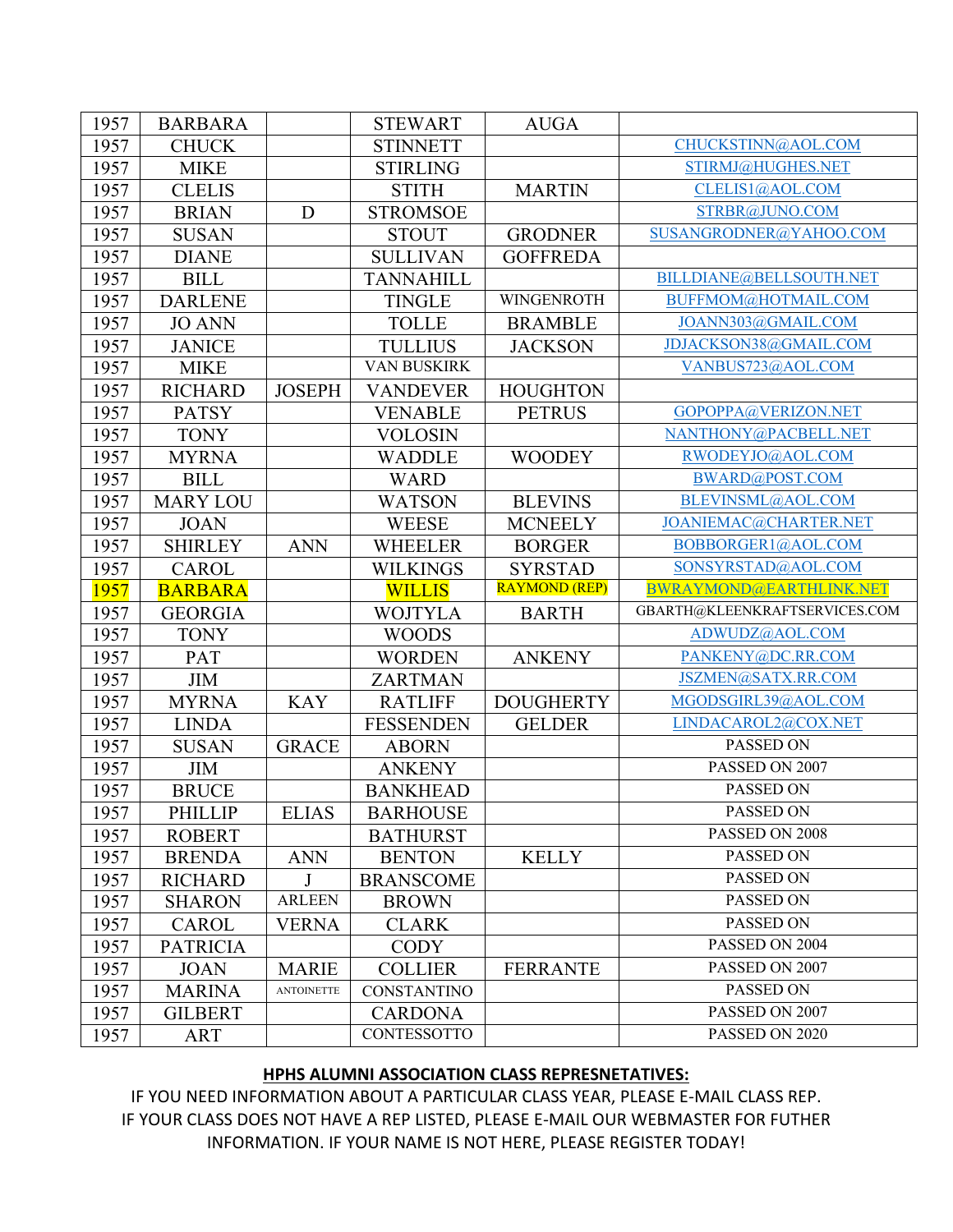| | | | | | |
|---|---|---|---|---|---|
| 1957 | BARBARA | | STEWART | AUGA | |
| 1957 | CHUCK | | STINNETT | | CHUCKSTINN@AOL.COM |
| 1957 | MIKE | | STIRLING | | STIRMJ@HUGHES.NET |
| 1957 | CLELIS | | STITH | MARTIN | CLELIS1@AOL.COM |
| 1957 | BRIAN | D | STROMSOE | | STRBR@JUNO.COM |
| 1957 | SUSAN | | STOUT | GRODNER | SUSANGRODNER@YAHOO.COM |
| 1957 | DIANE | | SULLIVAN | GOFFREDA | |
| 1957 | BILL | | TANNAHILL | | BILLDIANE@BELLSOUTH.NET |
| 1957 | DARLENE | | TINGLE | WINGENROTH | BUFFMOM@HOTMAIL.COM |
| 1957 | JO ANN | | TOLLE | BRAMBLE | JOANN303@GMAIL.COM |
| 1957 | JANICE | | TULLIUS | JACKSON | JDJACKSON38@GMAIL.COM |
| 1957 | MIKE | | VAN BUSKIRK | | VANBUS723@AOL.COM |
| 1957 | RICHARD | JOSEPH | VANDEVER | HOUGHTON | |
| 1957 | PATSY | | VENABLE | PETRUS | GOPOPPA@VERIZON.NET |
| 1957 | TONY | | VOLOSIN | | NANTHONY@PACBELL.NET |
| 1957 | MYRNA | | WADDLE | WOODEY | RWODEYJO@AOL.COM |
| 1957 | BILL | | WARD | | BWARD@POST.COM |
| 1957 | MARY LOU | | WATSON | BLEVINS | BLEVINSML@AOL.COM |
| 1957 | JOAN | | WEESE | MCNEELY | JOANIEMAC@CHARTER.NET |
| 1957 | SHIRLEY | ANN | WHEELER | BORGER | BOBBORGER1@AOL.COM |
| 1957 | CAROL | | WILKINGS | SYRSTAD | SONSYRSTAD@AOL.COM |
| 1957 | BARBARA | | WILLIS | RAYMOND (REP) | BWRAYMOND@EARTHLINK.NET |
| 1957 | GEORGIA | | WOJTYLA | BARTH | GBARTH@KLEENKRAFTSERVICES.COM |
| 1957 | TONY | | WOODS | | ADWUDZ@AOL.COM |
| 1957 | PAT | | WORDEN | ANKENY | PANKENY@DC.RR.COM |
| 1957 | JIM | | ZARTMAN | | JSZMEN@SATX.RR.COM |
| 1957 | MYRNA | KAY | RATLIFF | DOUGHERTY | MGODSGIRL39@AOL.COM |
| 1957 | LINDA | | FESSENDEN | GELDER | LINDACAROL2@COX.NET |
| 1957 | SUSAN | GRACE | ABORN | | PASSED ON |
| 1957 | JIM | | ANKENY | | PASSED ON 2007 |
| 1957 | BRUCE | | BANKHEAD | | PASSED ON |
| 1957 | PHILLIP | ELIAS | BARHOUSE | | PASSED ON |
| 1957 | ROBERT | | BATHURST | | PASSED ON 2008 |
| 1957 | BRENDA | ANN | BENTON | KELLY | PASSED ON |
| 1957 | RICHARD | J | BRANSCOME | | PASSED ON |
| 1957 | SHARON | ARLEEN | BROWN | | PASSED ON |
| 1957 | CAROL | VERNA | CLARK | | PASSED ON |
| 1957 | PATRICIA | | CODY | | PASSED ON 2004 |
| 1957 | JOAN | MARIE | COLLIER | FERRANTE | PASSED ON 2007 |
| 1957 | MARINA | ANTOINETTE | CONSTANTINO | | PASSED ON |
| 1957 | GILBERT | | CARDONA | | PASSED ON 2007 |
| 1957 | ART | | CONTESSOTTO | | PASSED ON 2020 |

**HPHS ALUMNI ASSOCIATION CLASS REPRESNETATIVES:**

IF YOU NEED INFORMATION ABOUT A PARTICULAR CLASS YEAR, PLEASE E-MAIL CLASS REP. IF YOUR CLASS DOES NOT HAVE A REP LISTED, PLEASE E-MAIL OUR WEBMASTER FOR FUTHER INFORMATION. IF YOUR NAME IS NOT HERE, PLEASE REGISTER TODAY!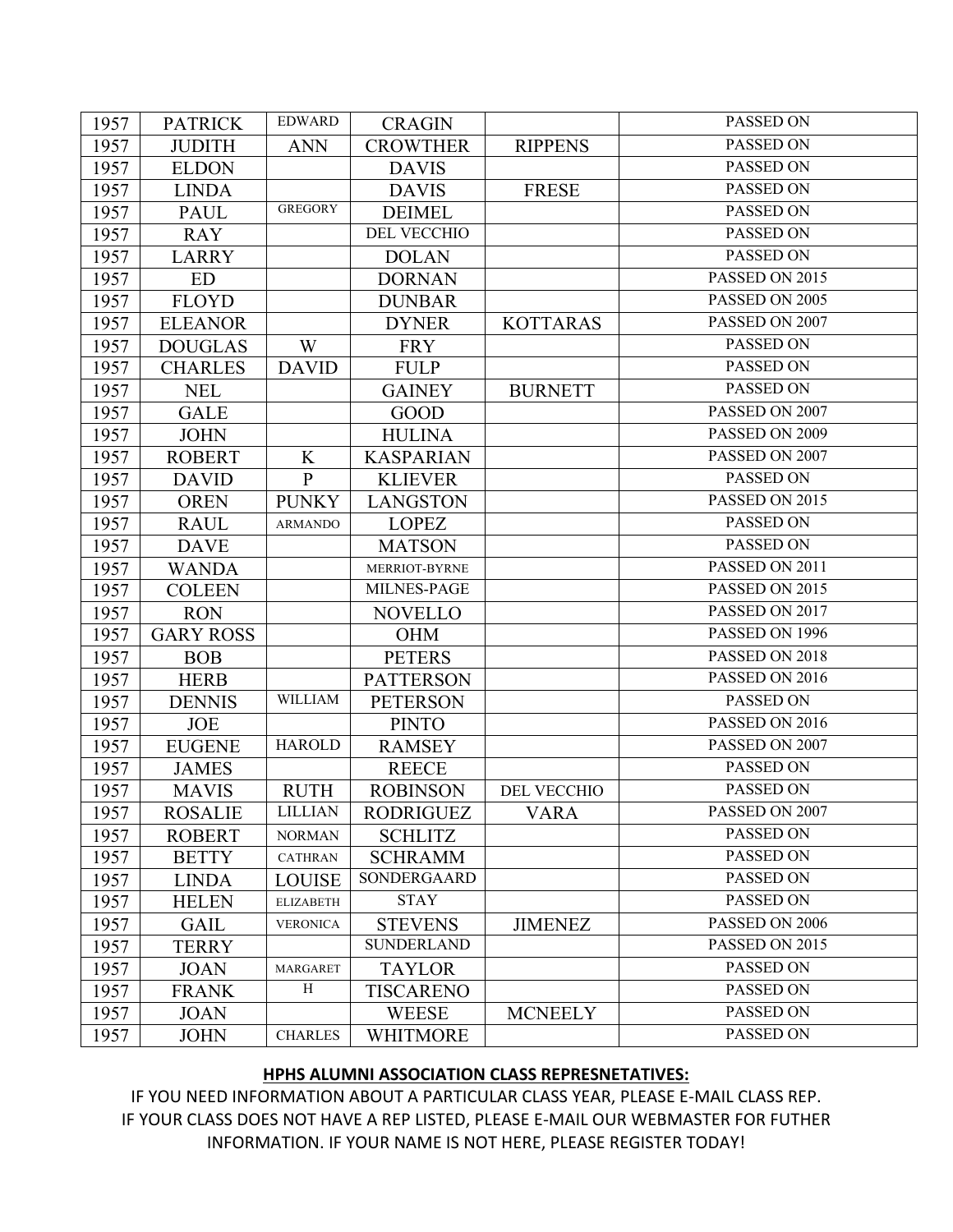| 1957 | PATRICK | EDWARD | CRAGIN | | PASSED ON |
|---|---|---|---|---|---|
| 1957 | JUDITH | ANN | CROWTHER | RIPPENS | PASSED ON |
| 1957 | ELDON | | DAVIS | | PASSED ON |
| 1957 | LINDA | | DAVIS | FRESE | PASSED ON |
| 1957 | PAUL | GREGORY | DEIMEL | | PASSED ON |
| 1957 | RAY | | DEL VECCHIO | | PASSED ON |
| 1957 | LARRY | | DOLAN | | PASSED ON |
| 1957 | ED | | DORNAN | | PASSED ON 2015 |
| 1957 | FLOYD | | DUNBAR | | PASSED ON 2005 |
| 1957 | ELEANOR | | DYNER | KOTTARAS | PASSED ON 2007 |
| 1957 | DOUGLAS | W | FRY | | PASSED ON |
| 1957 | CHARLES | DAVID | FULP | | PASSED ON |
| 1957 | NEL | | GAINEY | BURNETT | PASSED ON |
| 1957 | GALE | | GOOD | | PASSED ON 2007 |
| 1957 | JOHN | | HULINA | | PASSED ON 2009 |
| 1957 | ROBERT | K | KASPARIAN | | PASSED ON 2007 |
| 1957 | DAVID | P | KLIEVER | | PASSED ON |
| 1957 | OREN | PUNKY | LANGSTON | | PASSED ON 2015 |
| 1957 | RAUL | ARMANDO | LOPEZ | | PASSED ON |
| 1957 | DAVE | | MATSON | | PASSED ON |
| 1957 | WANDA | | MERRIOT-BYRNE | | PASSED ON 2011 |
| 1957 | COLEEN | | MILNES-PAGE | | PASSED ON 2015 |
| 1957 | RON | | NOVELLO | | PASSED ON 2017 |
| 1957 | GARY ROSS | | OHM | | PASSED ON 1996 |
| 1957 | BOB | | PETERS | | PASSED ON 2018 |
| 1957 | HERB | | PATTERSON | | PASSED ON 2016 |
| 1957 | DENNIS | WILLIAM | PETERSON | | PASSED ON |
| 1957 | JOE | | PINTO | | PASSED ON 2016 |
| 1957 | EUGENE | HAROLD | RAMSEY | | PASSED ON 2007 |
| 1957 | JAMES | | REECE | | PASSED ON |
| 1957 | MAVIS | RUTH | ROBINSON | DEL VECCHIO | PASSED ON |
| 1957 | ROSALIE | LILLIAN | RODRIGUEZ | VARA | PASSED ON 2007 |
| 1957 | ROBERT | NORMAN | SCHLITZ | | PASSED ON |
| 1957 | BETTY | CATHRAN | SCHRAMM | | PASSED ON |
| 1957 | LINDA | LOUISE | SONDERGAARD | | PASSED ON |
| 1957 | HELEN | ELIZABETH | STAY | | PASSED ON |
| 1957 | GAIL | VERONICA | STEVENS | JIMENEZ | PASSED ON 2006 |
| 1957 | TERRY | | SUNDERLAND | | PASSED ON 2015 |
| 1957 | JOAN | MARGARET | TAYLOR | | PASSED ON |
| 1957 | FRANK | H | TISCARENO | | PASSED ON |
| 1957 | JOAN | | WEESE | MCNEELY | PASSED ON |
| 1957 | JOHN | CHARLES | WHITMORE | | PASSED ON |

**HPHS ALUMNI ASSOCIATION CLASS REPRESNETATIVES:**

IF YOU NEED INFORMATION ABOUT A PARTICULAR CLASS YEAR, PLEASE E-MAIL CLASS REP.
IF YOUR CLASS DOES NOT HAVE A REP LISTED, PLEASE E-MAIL OUR WEBMASTER FOR FUTHER INFORMATION. IF YOUR NAME IS NOT HERE, PLEASE REGISTER TODAY!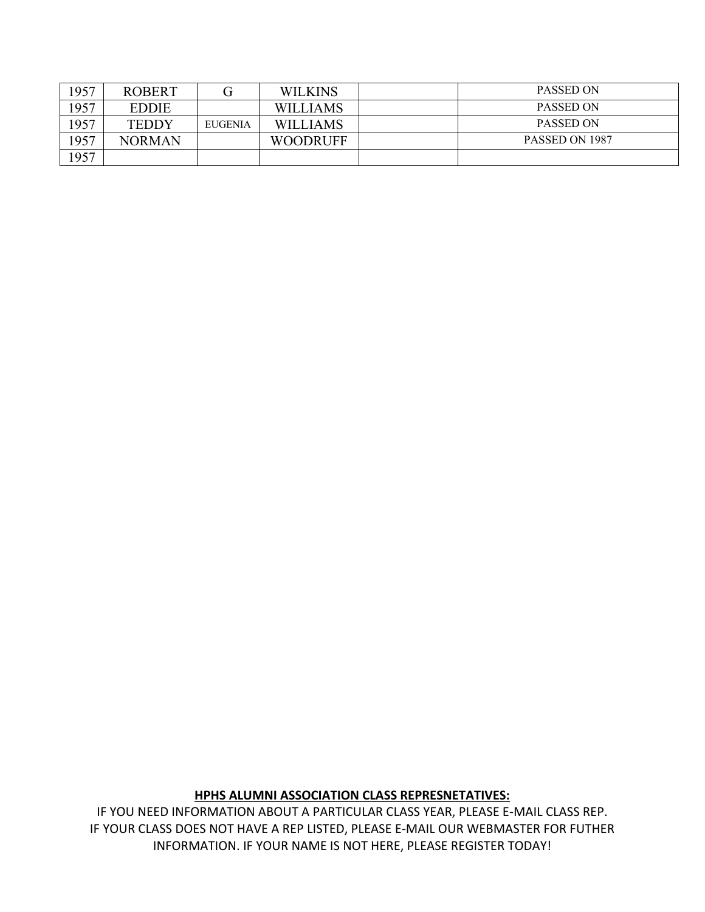| | | | | | |
|---|---|---|---|---|---|
| 1957 | ROBERT | G | WILKINS | | PASSED ON |
| 1957 | EDDIE | | WILLIAMS | | PASSED ON |
| 1957 | TEDDY | EUGENIA | WILLIAMS | | PASSED ON |
| 1957 | NORMAN | | WOODRUFF | | PASSED ON 1987 |
| 1957 | | | | | |

**HPHS ALUMNI ASSOCIATION CLASS REPRESNETATIVES:**

IF YOU NEED INFORMATION ABOUT A PARTICULAR CLASS YEAR, PLEASE E-MAIL CLASS REP. IF YOUR CLASS DOES NOT HAVE A REP LISTED, PLEASE E-MAIL OUR WEBMASTER FOR FUTHER INFORMATION. IF YOUR NAME IS NOT HERE, PLEASE REGISTER TODAY!